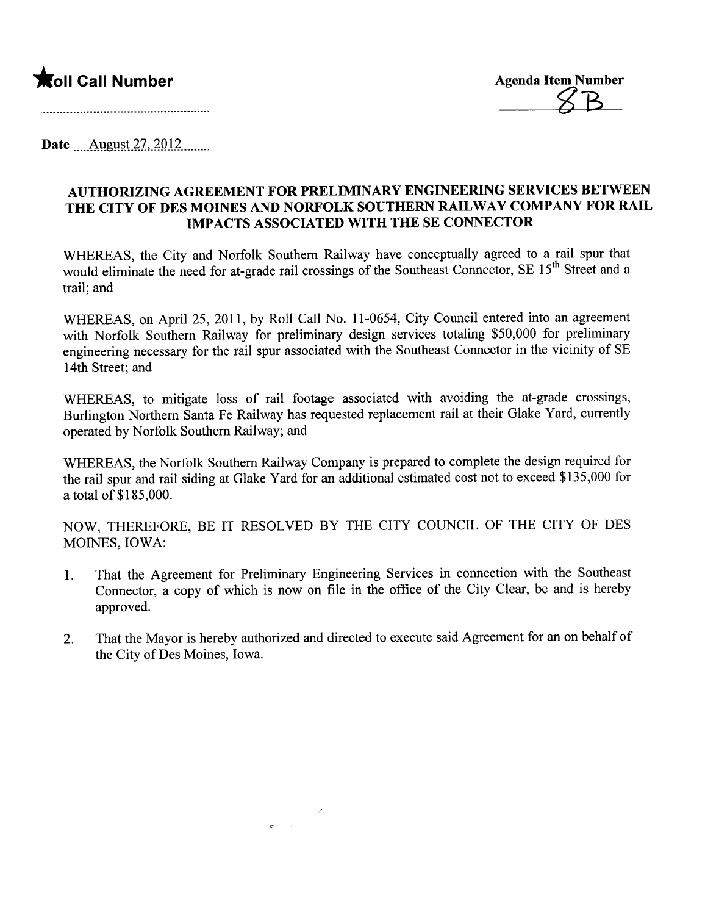**★Roll Call Number**

.....................................................

**Agenda Item Number**

8B

**Date** August 27, 2012

### AUTHORIZING AGREEMENT FOR PRELIMINARY ENGINEERING SERVICES BETWEEN THE CITY OF DES MOINES AND NORFOLK SOUTHERN RAILWAY COMPANY FOR RAIL IMPACTS ASSOCIATED WITH THE SE CONNECTOR

WHEREAS, the City and Norfolk Southern Railway have conceptually agreed to a rail spur that would eliminate the need for at-grade rail crossings of the Southeast Connector, SE 15th Street and a trail; and

WHEREAS, on April 25, 2011, by Roll Call No. 11-0654, City Council entered into an agreement with Norfolk Southern Railway for preliminary design services totaling $50,000 for preliminary engineering necessary for the rail spur associated with the Southeast Connector in the vicinity of SE 14th Street; and

WHEREAS, to mitigate loss of rail footage associated with avoiding the at-grade crossings, Burlington Northern Santa Fe Railway has requested replacement rail at their Glake Yard, currently operated by Norfolk Southern Railway; and

WHEREAS, the Norfolk Southern Railway Company is prepared to complete the design required for the rail spur and rail siding at Glake Yard for an additional estimated cost not to exceed $135,000 for a total of $185,000.

NOW, THEREFORE, BE IT RESOLVED BY THE CITY COUNCIL OF THE CITY OF DES MOINES, IOWA:

1. That the Agreement for Preliminary Engineering Services in connection with the Southeast Connector, a copy of which is now on file in the office of the City Clear, be and is hereby approved.
2. That the Mayor is hereby authorized and directed to execute said Agreement for an on behalf of the City of Des Moines, Iowa.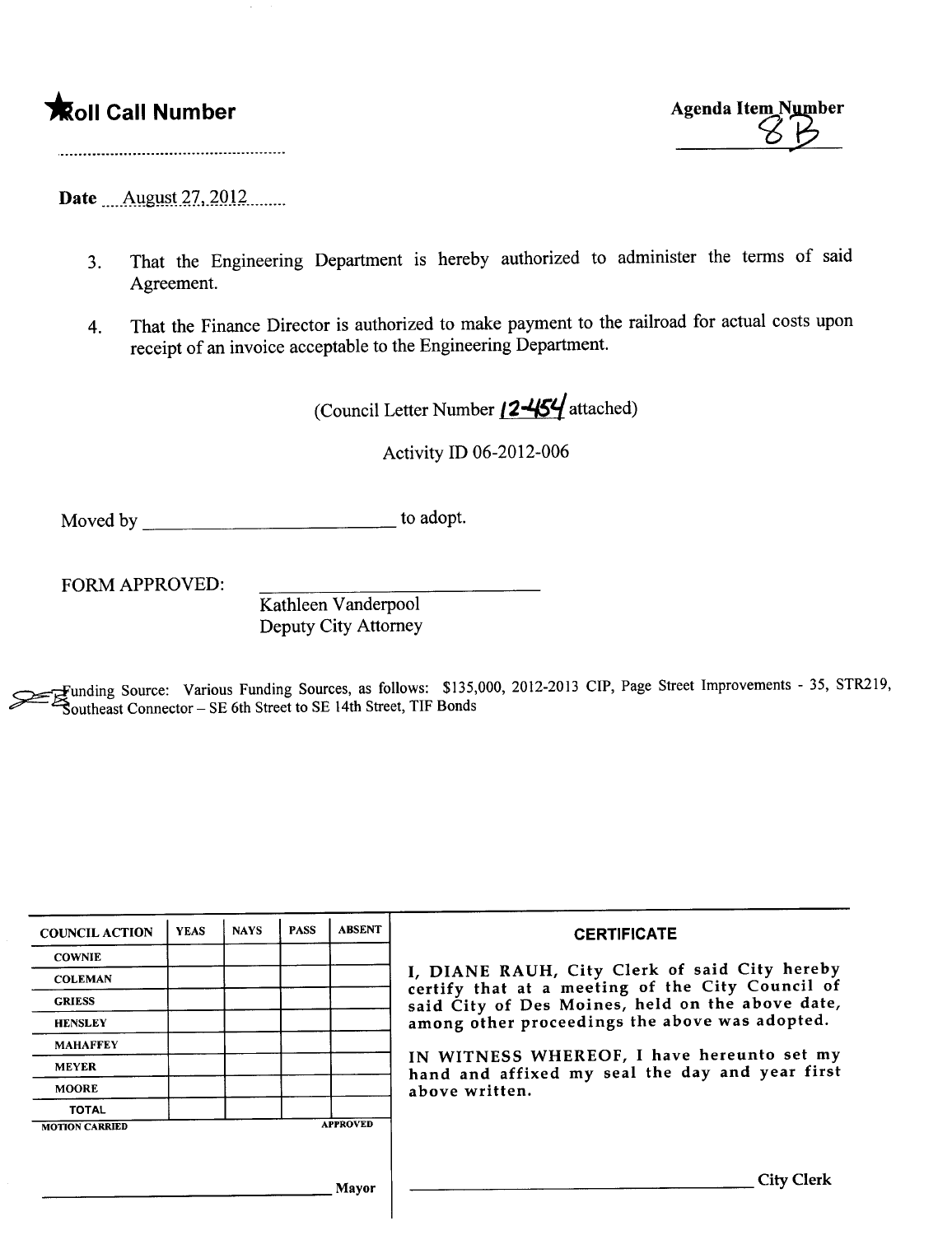**★Roll Call Number**

**Agenda Item Number**
8B

Date August 27, 2012

3. That the Engineering Department is hereby authorized to administer the terms of said Agreement.

4. That the Finance Director is authorized to make payment to the railroad for actual costs upon receipt of an invoice acceptable to the Engineering Department.

(Council Letter Number 12-454 attached)

Activity ID 06-2012-006

Moved by ____________________ to adopt.

FORM APPROVED:

____________________
Kathleen Vanderpool
Deputy City Attorney

Funding Source: Various Funding Sources, as follows: $135,000, 2012-2013 CIP, Page Street Improvements - 35, STR219, Southeast Connector – SE 6th Street to SE 14th Street, TIF Bonds

| COUNCIL ACTION | YEAS | NAYS | PASS | ABSENT |
|---|---|---|---|---|
| COWNIE | | | | |
| COLEMAN | | | | |
| GRIESS | | | | |
| HENSLEY | | | | |
| MAHAFFEY | | | | |
| MEYER | | | | |
| MOORE | | | | |
| TOTAL | | | | |

MOTION CARRIED APPROVED

____________________ Mayor

**CERTIFICATE**

I, DIANE RAUH, City Clerk of said City hereby certify that at a meeting of the City Council of said City of Des Moines, held on the above date, among other proceedings the above was adopted.

IN WITNESS WHEREOF, I have hereunto set my hand and affixed my seal the day and year first above written.

____________________ City Clerk